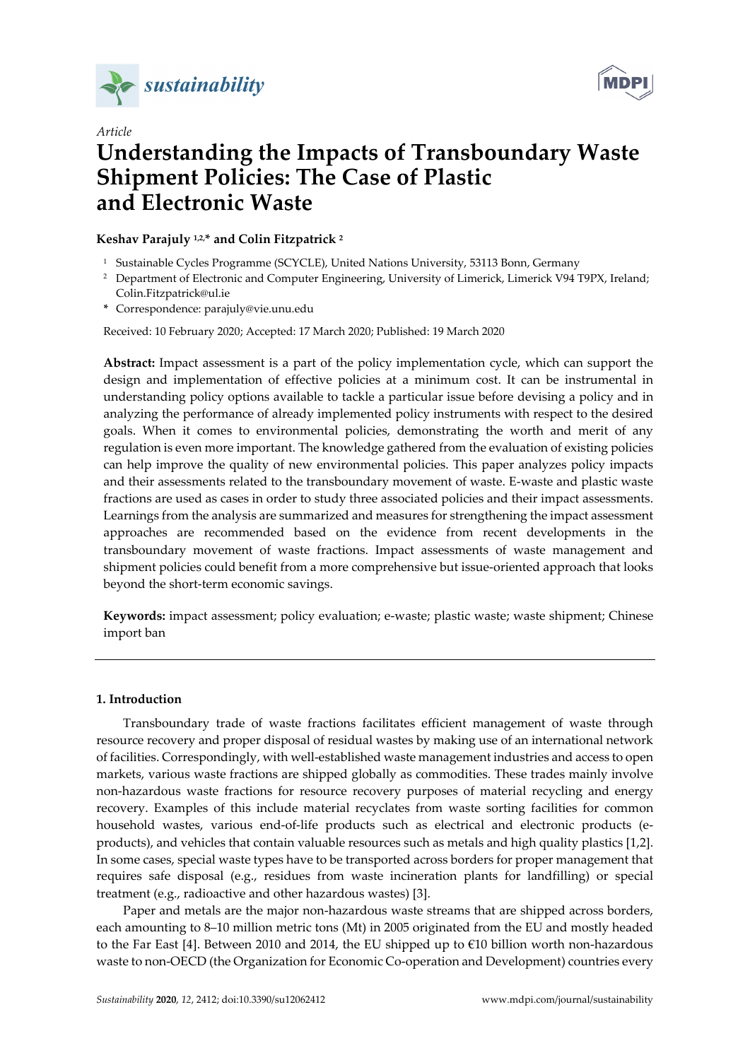*Article*

# Understanding the Impacts of Transboundary Waste Shipment Policies: The Case of Plastic and Electronic Waste

**Keshav Parajuly [1,2,*] and Colin Fitzpatrick [2]**

[1] Sustainable Cycles Programme (SCYCLE), United Nations University, 53113 Bonn, Germany

[2] Department of Electronic and Computer Engineering, University of Limerick, Limerick V94 T9PX, Ireland; Colin.Fitzpatrick@ul.ie

[*] Correspondence: parajuly@vie.unu.edu

Received: 10 February 2020; Accepted: 17 March 2020; Published: 19 March 2020

**Abstract:** Impact assessment is a part of the policy implementation cycle, which can support the design and implementation of effective policies at a minimum cost. It can be instrumental in understanding policy options available to tackle a particular issue before devising a policy and in analyzing the performance of already implemented policy instruments with respect to the desired goals. When it comes to environmental policies, demonstrating the worth and merit of any regulation is even more important. The knowledge gathered from the evaluation of existing policies can help improve the quality of new environmental policies. This paper analyzes policy impacts and their assessments related to the transboundary movement of waste. E-waste and plastic waste fractions are used as cases in order to study three associated policies and their impact assessments. Learnings from the analysis are summarized and measures for strengthening the impact assessment approaches are recommended based on the evidence from recent developments in the transboundary movement of waste fractions. Impact assessments of waste management and shipment policies could benefit from a more comprehensive but issue-oriented approach that looks beyond the short-term economic savings.

**Keywords:** impact assessment; policy evaluation; e-waste; plastic waste; waste shipment; Chinese import ban

## 1. Introduction

Transboundary trade of waste fractions facilitates efficient management of waste through resource recovery and proper disposal of residual wastes by making use of an international network of facilities. Correspondingly, with well-established waste management industries and access to open markets, various waste fractions are shipped globally as commodities. These trades mainly involve non-hazardous waste fractions for resource recovery purposes of material recycling and energy recovery. Examples of this include material recyclates from waste sorting facilities for common household wastes, various end-of-life products such as electrical and electronic products (e-products), and vehicles that contain valuable resources such as metals and high quality plastics [1,2]. In some cases, special waste types have to be transported across borders for proper management that requires safe disposal (e.g., residues from waste incineration plants for landfilling) or special treatment (e.g., radioactive and other hazardous wastes) [3].

Paper and metals are the major non-hazardous waste streams that are shipped across borders, each amounting to 8–10 million metric tons (Mt) in 2005 originated from the EU and mostly headed to the Far East [4]. Between 2010 and 2014, the EU shipped up to €10 billion worth non-hazardous waste to non-OECD (the Organization for Economic Co-operation and Development) countries every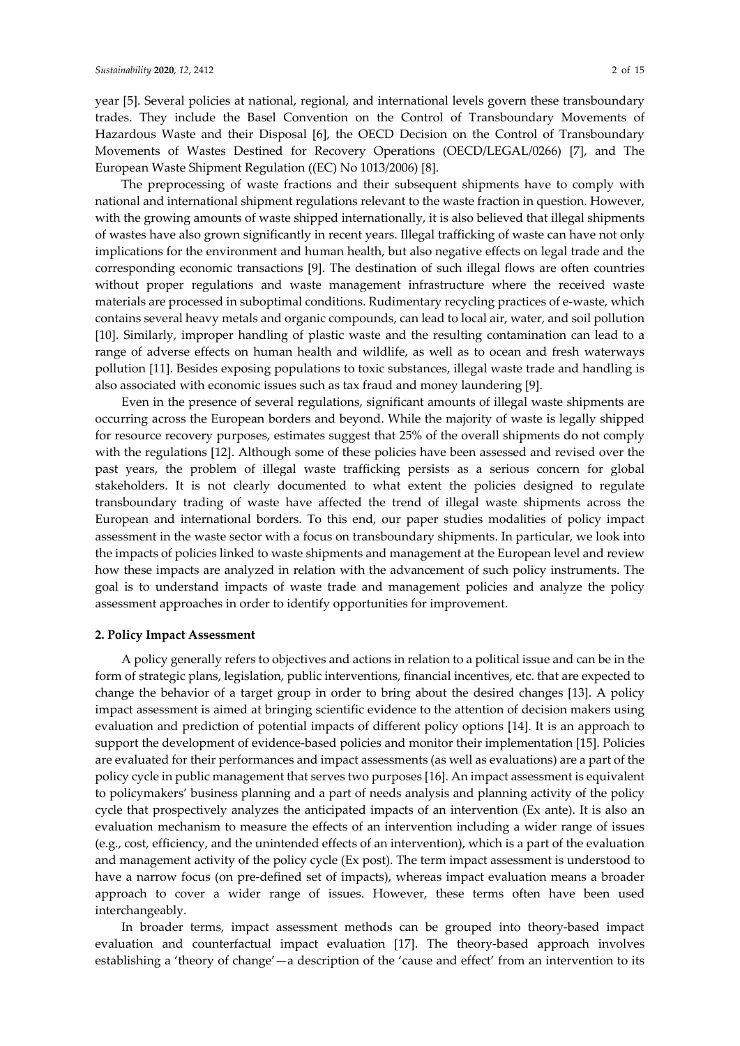year [5]. Several policies at national, regional, and international levels govern these transboundary trades. They include the Basel Convention on the Control of Transboundary Movements of Hazardous Waste and their Disposal [6], the OECD Decision on the Control of Transboundary Movements of Wastes Destined for Recovery Operations (OECD/LEGAL/0266) [7], and The European Waste Shipment Regulation ((EC) No 1013/2006) [8].

The preprocessing of waste fractions and their subsequent shipments have to comply with national and international shipment regulations relevant to the waste fraction in question. However, with the growing amounts of waste shipped internationally, it is also believed that illegal shipments of wastes have also grown significantly in recent years. Illegal trafficking of waste can have not only implications for the environment and human health, but also negative effects on legal trade and the corresponding economic transactions [9]. The destination of such illegal flows are often countries without proper regulations and waste management infrastructure where the received waste materials are processed in suboptimal conditions. Rudimentary recycling practices of e-waste, which contains several heavy metals and organic compounds, can lead to local air, water, and soil pollution [10]. Similarly, improper handling of plastic waste and the resulting contamination can lead to a range of adverse effects on human health and wildlife, as well as to ocean and fresh waterways pollution [11]. Besides exposing populations to toxic substances, illegal waste trade and handling is also associated with economic issues such as tax fraud and money laundering [9].

Even in the presence of several regulations, significant amounts of illegal waste shipments are occurring across the European borders and beyond. While the majority of waste is legally shipped for resource recovery purposes, estimates suggest that 25% of the overall shipments do not comply with the regulations [12]. Although some of these policies have been assessed and revised over the past years, the problem of illegal waste trafficking persists as a serious concern for global stakeholders. It is not clearly documented to what extent the policies designed to regulate transboundary trading of waste have affected the trend of illegal waste shipments across the European and international borders. To this end, our paper studies modalities of policy impact assessment in the waste sector with a focus on transboundary shipments. In particular, we look into the impacts of policies linked to waste shipments and management at the European level and review how these impacts are analyzed in relation with the advancement of such policy instruments. The goal is to understand impacts of waste trade and management policies and analyze the policy assessment approaches in order to identify opportunities for improvement.

## 2. Policy Impact Assessment

A policy generally refers to objectives and actions in relation to a political issue and can be in the form of strategic plans, legislation, public interventions, financial incentives, etc. that are expected to change the behavior of a target group in order to bring about the desired changes [13]. A policy impact assessment is aimed at bringing scientific evidence to the attention of decision makers using evaluation and prediction of potential impacts of different policy options [14]. It is an approach to support the development of evidence-based policies and monitor their implementation [15]. Policies are evaluated for their performances and impact assessments (as well as evaluations) are a part of the policy cycle in public management that serves two purposes [16]. An impact assessment is equivalent to policymakers' business planning and a part of needs analysis and planning activity of the policy cycle that prospectively analyzes the anticipated impacts of an intervention (Ex ante). It is also an evaluation mechanism to measure the effects of an intervention including a wider range of issues (e.g., cost, efficiency, and the unintended effects of an intervention), which is a part of the evaluation and management activity of the policy cycle (Ex post). The term impact assessment is understood to have a narrow focus (on pre-defined set of impacts), whereas impact evaluation means a broader approach to cover a wider range of issues. However, these terms often have been used interchangeably.

In broader terms, impact assessment methods can be grouped into theory-based impact evaluation and counterfactual impact evaluation [17]. The theory-based approach involves establishing a 'theory of change'—a description of the 'cause and effect' from an intervention to its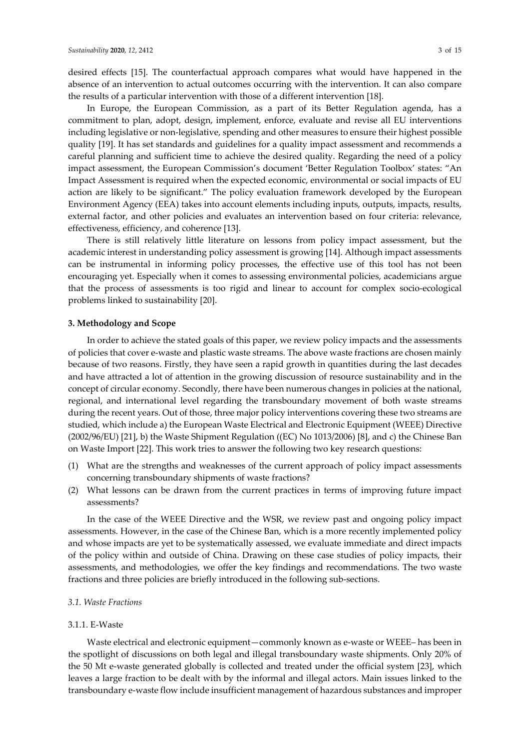desired effects [15]. The counterfactual approach compares what would have happened in the absence of an intervention to actual outcomes occurring with the intervention. It can also compare the results of a particular intervention with those of a different intervention [18].

In Europe, the European Commission, as a part of its Better Regulation agenda, has a commitment to plan, adopt, design, implement, enforce, evaluate and revise all EU interventions including legislative or non-legislative, spending and other measures to ensure their highest possible quality [19]. It has set standards and guidelines for a quality impact assessment and recommends a careful planning and sufficient time to achieve the desired quality. Regarding the need of a policy impact assessment, the European Commission's document 'Better Regulation Toolbox' states: "An Impact Assessment is required when the expected economic, environmental or social impacts of EU action are likely to be significant." The policy evaluation framework developed by the European Environment Agency (EEA) takes into account elements including inputs, outputs, impacts, results, external factor, and other policies and evaluates an intervention based on four criteria: relevance, effectiveness, efficiency, and coherence [13].

There is still relatively little literature on lessons from policy impact assessment, but the academic interest in understanding policy assessment is growing [14]. Although impact assessments can be instrumental in informing policy processes, the effective use of this tool has not been encouraging yet. Especially when it comes to assessing environmental policies, academicians argue that the process of assessments is too rigid and linear to account for complex socio-ecological problems linked to sustainability [20].

## 3. Methodology and Scope

In order to achieve the stated goals of this paper, we review policy impacts and the assessments of policies that cover e-waste and plastic waste streams. The above waste fractions are chosen mainly because of two reasons. Firstly, they have seen a rapid growth in quantities during the last decades and have attracted a lot of attention in the growing discussion of resource sustainability and in the concept of circular economy. Secondly, there have been numerous changes in policies at the national, regional, and international level regarding the transboundary movement of both waste streams during the recent years. Out of those, three major policy interventions covering these two streams are studied, which include a) the European Waste Electrical and Electronic Equipment (WEEE) Directive (2002/96/EU) [21], b) the Waste Shipment Regulation ((EC) No 1013/2006) [8], and c) the Chinese Ban on Waste Import [22]. This work tries to answer the following two key research questions:

(1) What are the strengths and weaknesses of the current approach of policy impact assessments concerning transboundary shipments of waste fractions?
(2) What lessons can be drawn from the current practices in terms of improving future impact assessments?

In the case of the WEEE Directive and the WSR, we review past and ongoing policy impact assessments. However, in the case of the Chinese Ban, which is a more recently implemented policy and whose impacts are yet to be systematically assessed, we evaluate immediate and direct impacts of the policy within and outside of China. Drawing on these case studies of policy impacts, their assessments, and methodologies, we offer the key findings and recommendations. The two waste fractions and three policies are briefly introduced in the following sub-sections.

### *3.1. Waste Fractions*

#### 3.1.1. E-Waste

Waste electrical and electronic equipment—commonly known as e-waste or WEEE– has been in the spotlight of discussions on both legal and illegal transboundary waste shipments. Only 20% of the 50 Mt e-waste generated globally is collected and treated under the official system [23], which leaves a large fraction to be dealt with by the informal and illegal actors. Main issues linked to the transboundary e-waste flow include insufficient management of hazardous substances and improper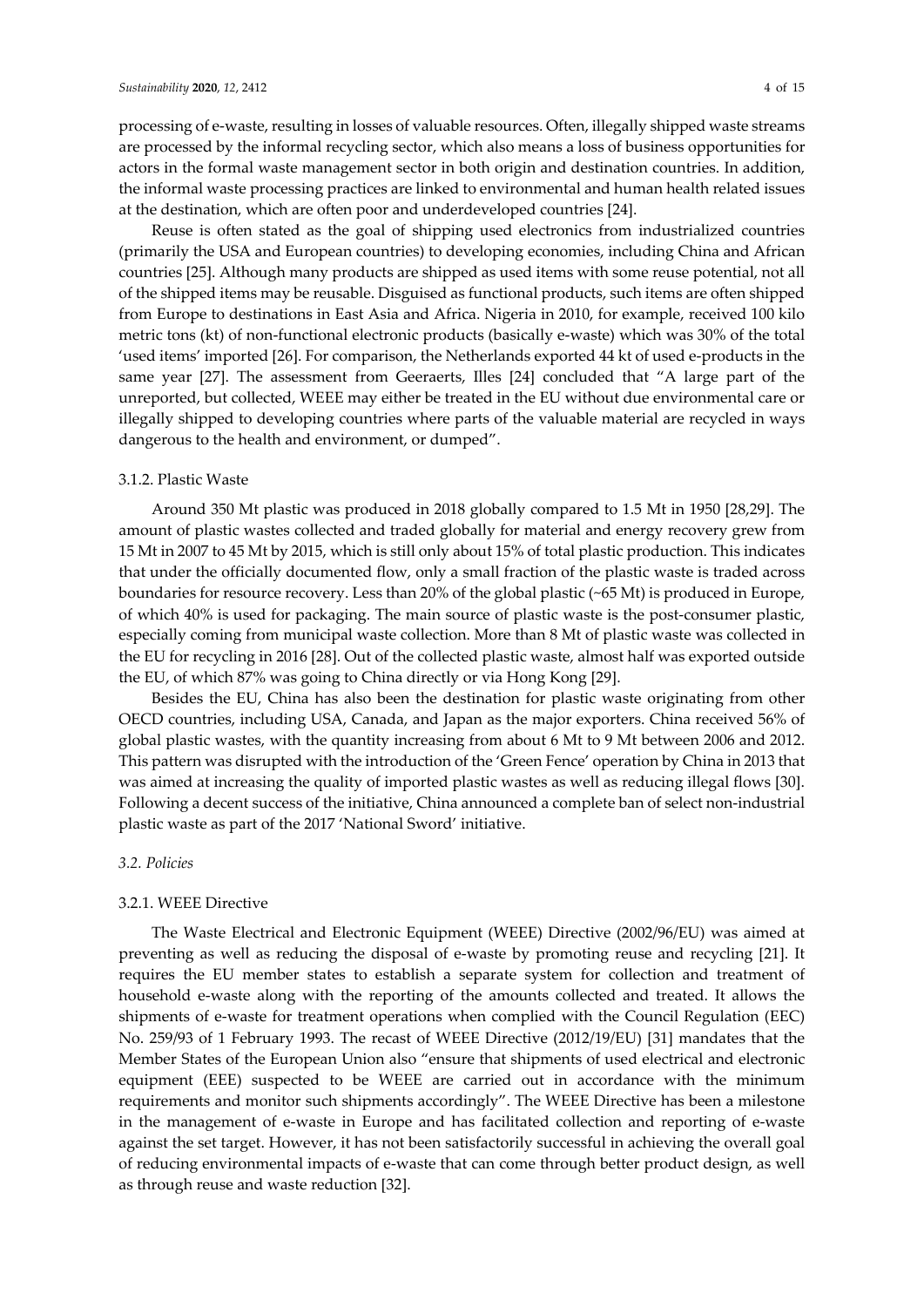processing of e-waste, resulting in losses of valuable resources. Often, illegally shipped waste streams are processed by the informal recycling sector, which also means a loss of business opportunities for actors in the formal waste management sector in both origin and destination countries. In addition, the informal waste processing practices are linked to environmental and human health related issues at the destination, which are often poor and underdeveloped countries [24].

Reuse is often stated as the goal of shipping used electronics from industrialized countries (primarily the USA and European countries) to developing economies, including China and African countries [25]. Although many products are shipped as used items with some reuse potential, not all of the shipped items may be reusable. Disguised as functional products, such items are often shipped from Europe to destinations in East Asia and Africa. Nigeria in 2010, for example, received 100 kilo metric tons (kt) of non-functional electronic products (basically e-waste) which was 30% of the total 'used items' imported [26]. For comparison, the Netherlands exported 44 kt of used e-products in the same year [27]. The assessment from Geeraerts, Illes [24] concluded that "A large part of the unreported, but collected, WEEE may either be treated in the EU without due environmental care or illegally shipped to developing countries where parts of the valuable material are recycled in ways dangerous to the health and environment, or dumped".

#### 3.1.2. Plastic Waste

Around 350 Mt plastic was produced in 2018 globally compared to 1.5 Mt in 1950 [28,29]. The amount of plastic wastes collected and traded globally for material and energy recovery grew from 15 Mt in 2007 to 45 Mt by 2015, which is still only about 15% of total plastic production. This indicates that under the officially documented flow, only a small fraction of the plastic waste is traded across boundaries for resource recovery. Less than 20% of the global plastic (~65 Mt) is produced in Europe, of which 40% is used for packaging. The main source of plastic waste is the post-consumer plastic, especially coming from municipal waste collection. More than 8 Mt of plastic waste was collected in the EU for recycling in 2016 [28]. Out of the collected plastic waste, almost half was exported outside the EU, of which 87% was going to China directly or via Hong Kong [29].

Besides the EU, China has also been the destination for plastic waste originating from other OECD countries, including USA, Canada, and Japan as the major exporters. China received 56% of global plastic wastes, with the quantity increasing from about 6 Mt to 9 Mt between 2006 and 2012. This pattern was disrupted with the introduction of the 'Green Fence' operation by China in 2013 that was aimed at increasing the quality of imported plastic wastes as well as reducing illegal flows [30]. Following a decent success of the initiative, China announced a complete ban of select non-industrial plastic waste as part of the 2017 'National Sword' initiative.

### *3.2. Policies*

#### 3.2.1. WEEE Directive

The Waste Electrical and Electronic Equipment (WEEE) Directive (2002/96/EU) was aimed at preventing as well as reducing the disposal of e-waste by promoting reuse and recycling [21]. It requires the EU member states to establish a separate system for collection and treatment of household e-waste along with the reporting of the amounts collected and treated. It allows the shipments of e-waste for treatment operations when complied with the Council Regulation (EEC) No. 259/93 of 1 February 1993. The recast of WEEE Directive (2012/19/EU) [31] mandates that the Member States of the European Union also "ensure that shipments of used electrical and electronic equipment (EEE) suspected to be WEEE are carried out in accordance with the minimum requirements and monitor such shipments accordingly". The WEEE Directive has been a milestone in the management of e-waste in Europe and has facilitated collection and reporting of e-waste against the set target. However, it has not been satisfactorily successful in achieving the overall goal of reducing environmental impacts of e-waste that can come through better product design, as well as through reuse and waste reduction [32].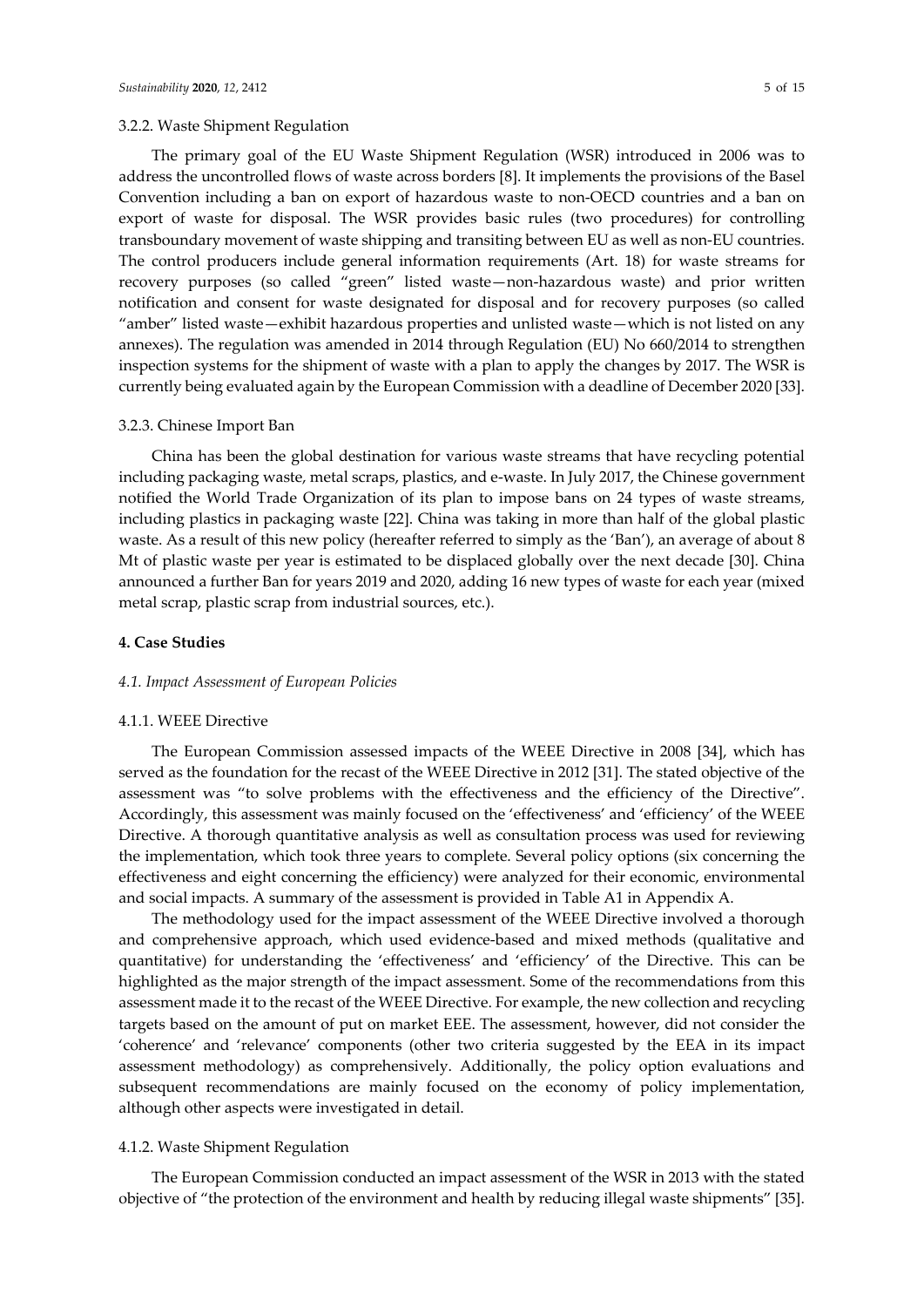#### 3.2.2. Waste Shipment Regulation

The primary goal of the EU Waste Shipment Regulation (WSR) introduced in 2006 was to address the uncontrolled flows of waste across borders [8]. It implements the provisions of the Basel Convention including a ban on export of hazardous waste to non-OECD countries and a ban on export of waste for disposal. The WSR provides basic rules (two procedures) for controlling transboundary movement of waste shipping and transiting between EU as well as non-EU countries. The control producers include general information requirements (Art. 18) for waste streams for recovery purposes (so called "green" listed waste—non-hazardous waste) and prior written notification and consent for waste designated for disposal and for recovery purposes (so called "amber" listed waste—exhibit hazardous properties and unlisted waste—which is not listed on any annexes). The regulation was amended in 2014 through Regulation (EU) No 660/2014 to strengthen inspection systems for the shipment of waste with a plan to apply the changes by 2017. The WSR is currently being evaluated again by the European Commission with a deadline of December 2020 [33].

#### 3.2.3. Chinese Import Ban

China has been the global destination for various waste streams that have recycling potential including packaging waste, metal scraps, plastics, and e-waste. In July 2017, the Chinese government notified the World Trade Organization of its plan to impose bans on 24 types of waste streams, including plastics in packaging waste [22]. China was taking in more than half of the global plastic waste. As a result of this new policy (hereafter referred to simply as the 'Ban'), an average of about 8 Mt of plastic waste per year is estimated to be displaced globally over the next decade [30]. China announced a further Ban for years 2019 and 2020, adding 16 new types of waste for each year (mixed metal scrap, plastic scrap from industrial sources, etc.).

## 4. Case Studies

### *4.1. Impact Assessment of European Policies*

#### 4.1.1. WEEE Directive

The European Commission assessed impacts of the WEEE Directive in 2008 [34], which has served as the foundation for the recast of the WEEE Directive in 2012 [31]. The stated objective of the assessment was "to solve problems with the effectiveness and the efficiency of the Directive". Accordingly, this assessment was mainly focused on the 'effectiveness' and 'efficiency' of the WEEE Directive. A thorough quantitative analysis as well as consultation process was used for reviewing the implementation, which took three years to complete. Several policy options (six concerning the effectiveness and eight concerning the efficiency) were analyzed for their economic, environmental and social impacts. A summary of the assessment is provided in Table A1 in Appendix A.

The methodology used for the impact assessment of the WEEE Directive involved a thorough and comprehensive approach, which used evidence-based and mixed methods (qualitative and quantitative) for understanding the 'effectiveness' and 'efficiency' of the Directive. This can be highlighted as the major strength of the impact assessment. Some of the recommendations from this assessment made it to the recast of the WEEE Directive. For example, the new collection and recycling targets based on the amount of put on market EEE. The assessment, however, did not consider the 'coherence' and 'relevance' components (other two criteria suggested by the EEA in its impact assessment methodology) as comprehensively. Additionally, the policy option evaluations and subsequent recommendations are mainly focused on the economy of policy implementation, although other aspects were investigated in detail.

#### 4.1.2. Waste Shipment Regulation

The European Commission conducted an impact assessment of the WSR in 2013 with the stated objective of "the protection of the environment and health by reducing illegal waste shipments" [35].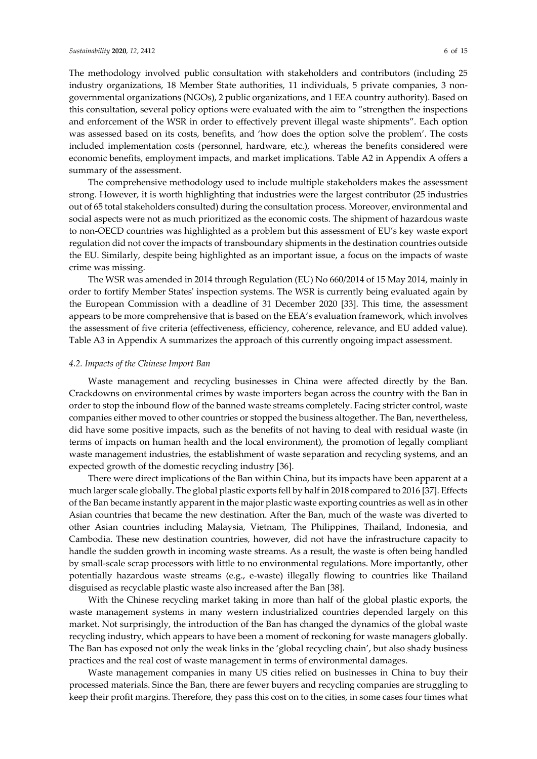The methodology involved public consultation with stakeholders and contributors (including 25 industry organizations, 18 Member State authorities, 11 individuals, 5 private companies, 3 non-governmental organizations (NGOs), 2 public organizations, and 1 EEA country authority). Based on this consultation, several policy options were evaluated with the aim to "strengthen the inspections and enforcement of the WSR in order to effectively prevent illegal waste shipments". Each option was assessed based on its costs, benefits, and 'how does the option solve the problem'. The costs included implementation costs (personnel, hardware, etc.), whereas the benefits considered were economic benefits, employment impacts, and market implications. Table A2 in Appendix A offers a summary of the assessment.

The comprehensive methodology used to include multiple stakeholders makes the assessment strong. However, it is worth highlighting that industries were the largest contributor (25 industries out of 65 total stakeholders consulted) during the consultation process. Moreover, environmental and social aspects were not as much prioritized as the economic costs. The shipment of hazardous waste to non-OECD countries was highlighted as a problem but this assessment of EU's key waste export regulation did not cover the impacts of transboundary shipments in the destination countries outside the EU. Similarly, despite being highlighted as an important issue, a focus on the impacts of waste crime was missing.

The WSR was amended in 2014 through Regulation (EU) No 660/2014 of 15 May 2014, mainly in order to fortify Member States' inspection systems. The WSR is currently being evaluated again by the European Commission with a deadline of 31 December 2020 [33]. This time, the assessment appears to be more comprehensive that is based on the EEA's evaluation framework, which involves the assessment of five criteria (effectiveness, efficiency, coherence, relevance, and EU added value). Table A3 in Appendix A summarizes the approach of this currently ongoing impact assessment.

### *4.2. Impacts of the Chinese Import Ban*

Waste management and recycling businesses in China were affected directly by the Ban. Crackdowns on environmental crimes by waste importers began across the country with the Ban in order to stop the inbound flow of the banned waste streams completely. Facing stricter control, waste companies either moved to other countries or stopped the business altogether. The Ban, nevertheless, did have some positive impacts, such as the benefits of not having to deal with residual waste (in terms of impacts on human health and the local environment), the promotion of legally compliant waste management industries, the establishment of waste separation and recycling systems, and an expected growth of the domestic recycling industry [36].

There were direct implications of the Ban within China, but its impacts have been apparent at a much larger scale globally. The global plastic exports fell by half in 2018 compared to 2016 [37]. Effects of the Ban became instantly apparent in the major plastic waste exporting countries as well as in other Asian countries that became the new destination. After the Ban, much of the waste was diverted to other Asian countries including Malaysia, Vietnam, The Philippines, Thailand, Indonesia, and Cambodia. These new destination countries, however, did not have the infrastructure capacity to handle the sudden growth in incoming waste streams. As a result, the waste is often being handled by small-scale scrap processors with little to no environmental regulations. More importantly, other potentially hazardous waste streams (e.g., e-waste) illegally flowing to countries like Thailand disguised as recyclable plastic waste also increased after the Ban [38].

With the Chinese recycling market taking in more than half of the global plastic exports, the waste management systems in many western industrialized countries depended largely on this market. Not surprisingly, the introduction of the Ban has changed the dynamics of the global waste recycling industry, which appears to have been a moment of reckoning for waste managers globally. The Ban has exposed not only the weak links in the 'global recycling chain', but also shady business practices and the real cost of waste management in terms of environmental damages.

Waste management companies in many US cities relied on businesses in China to buy their processed materials. Since the Ban, there are fewer buyers and recycling companies are struggling to keep their profit margins. Therefore, they pass this cost on to the cities, in some cases four times what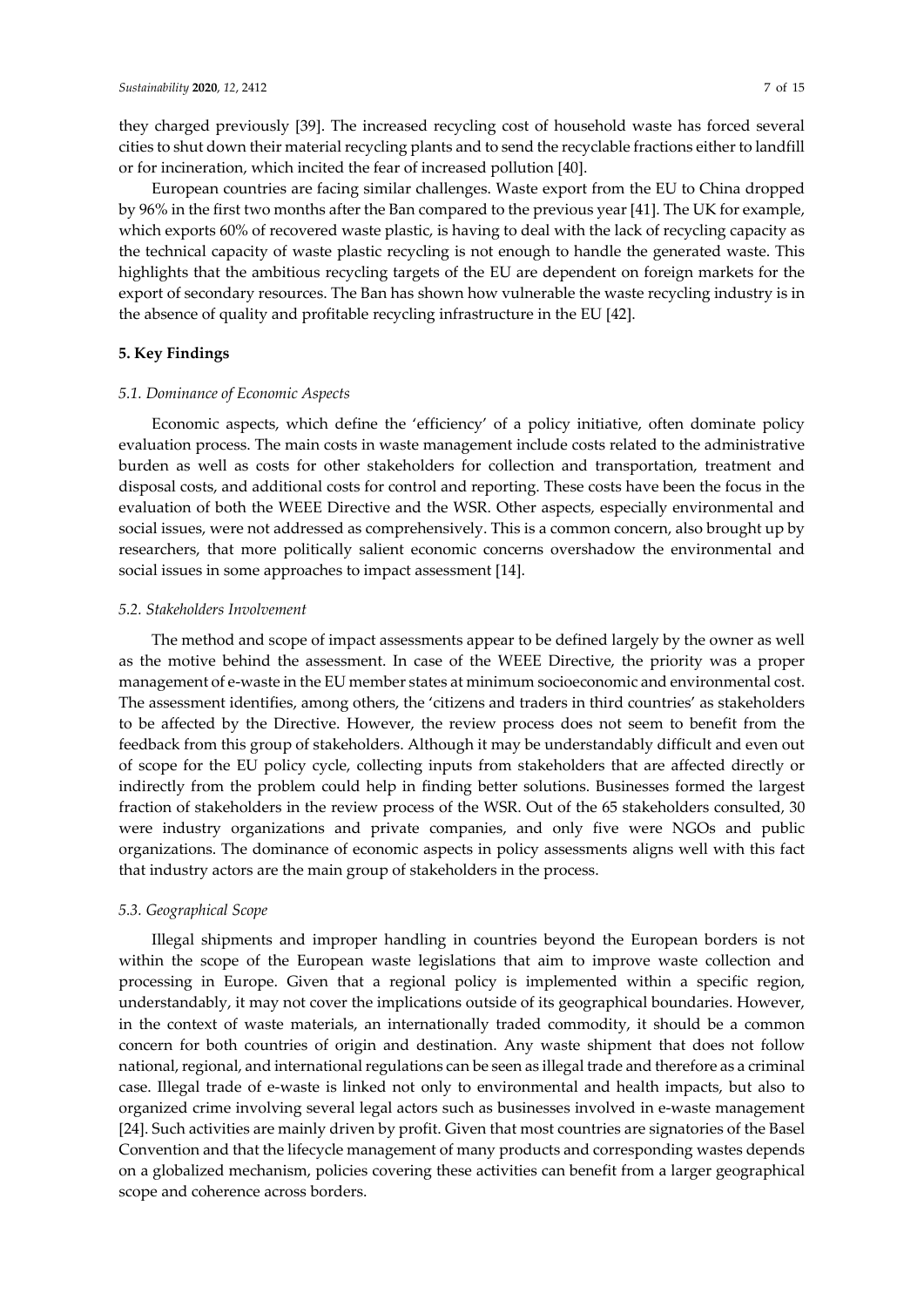they charged previously [39]. The increased recycling cost of household waste has forced several cities to shut down their material recycling plants and to send the recyclable fractions either to landfill or for incineration, which incited the fear of increased pollution [40].

European countries are facing similar challenges. Waste export from the EU to China dropped by 96% in the first two months after the Ban compared to the previous year [41]. The UK for example, which exports 60% of recovered waste plastic, is having to deal with the lack of recycling capacity as the technical capacity of waste plastic recycling is not enough to handle the generated waste. This highlights that the ambitious recycling targets of the EU are dependent on foreign markets for the export of secondary resources. The Ban has shown how vulnerable the waste recycling industry is in the absence of quality and profitable recycling infrastructure in the EU [42].

## 5. Key Findings

### *5.1. Dominance of Economic Aspects*

Economic aspects, which define the 'efficiency' of a policy initiative, often dominate policy evaluation process. The main costs in waste management include costs related to the administrative burden as well as costs for other stakeholders for collection and transportation, treatment and disposal costs, and additional costs for control and reporting. These costs have been the focus in the evaluation of both the WEEE Directive and the WSR. Other aspects, especially environmental and social issues, were not addressed as comprehensively. This is a common concern, also brought up by researchers, that more politically salient economic concerns overshadow the environmental and social issues in some approaches to impact assessment [14].

### *5.2. Stakeholders Involvement*

The method and scope of impact assessments appear to be defined largely by the owner as well as the motive behind the assessment. In case of the WEEE Directive, the priority was a proper management of e-waste in the EU member states at minimum socioeconomic and environmental cost. The assessment identifies, among others, the 'citizens and traders in third countries' as stakeholders to be affected by the Directive. However, the review process does not seem to benefit from the feedback from this group of stakeholders. Although it may be understandably difficult and even out of scope for the EU policy cycle, collecting inputs from stakeholders that are affected directly or indirectly from the problem could help in finding better solutions. Businesses formed the largest fraction of stakeholders in the review process of the WSR. Out of the 65 stakeholders consulted, 30 were industry organizations and private companies, and only five were NGOs and public organizations. The dominance of economic aspects in policy assessments aligns well with this fact that industry actors are the main group of stakeholders in the process.

### *5.3. Geographical Scope*

Illegal shipments and improper handling in countries beyond the European borders is not within the scope of the European waste legislations that aim to improve waste collection and processing in Europe. Given that a regional policy is implemented within a specific region, understandably, it may not cover the implications outside of its geographical boundaries. However, in the context of waste materials, an internationally traded commodity, it should be a common concern for both countries of origin and destination. Any waste shipment that does not follow national, regional, and international regulations can be seen as illegal trade and therefore as a criminal case. Illegal trade of e-waste is linked not only to environmental and health impacts, but also to organized crime involving several legal actors such as businesses involved in e-waste management [24]. Such activities are mainly driven by profit. Given that most countries are signatories of the Basel Convention and that the lifecycle management of many products and corresponding wastes depends on a globalized mechanism, policies covering these activities can benefit from a larger geographical scope and coherence across borders.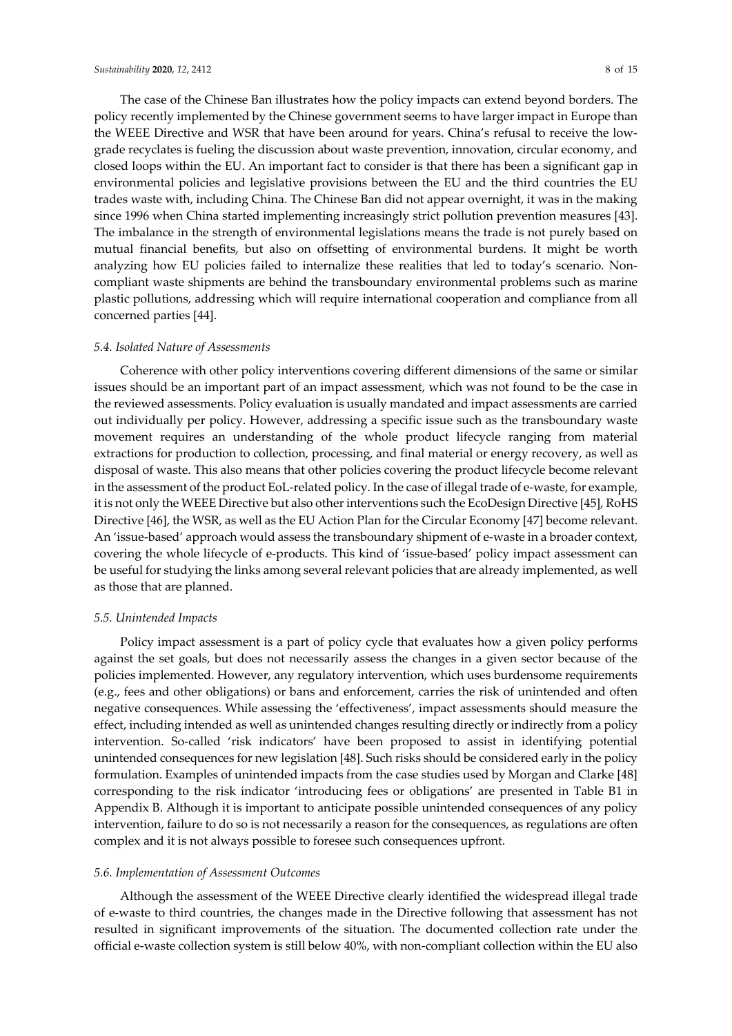The case of the Chinese Ban illustrates how the policy impacts can extend beyond borders. The policy recently implemented by the Chinese government seems to have larger impact in Europe than the WEEE Directive and WSR that have been around for years. China's refusal to receive the low-grade recyclates is fueling the discussion about waste prevention, innovation, circular economy, and closed loops within the EU. An important fact to consider is that there has been a significant gap in environmental policies and legislative provisions between the EU and the third countries the EU trades waste with, including China. The Chinese Ban did not appear overnight, it was in the making since 1996 when China started implementing increasingly strict pollution prevention measures [43]. The imbalance in the strength of environmental legislations means the trade is not purely based on mutual financial benefits, but also on offsetting of environmental burdens. It might be worth analyzing how EU policies failed to internalize these realities that led to today's scenario. Non-compliant waste shipments are behind the transboundary environmental problems such as marine plastic pollutions, addressing which will require international cooperation and compliance from all concerned parties [44].

### *5.4. Isolated Nature of Assessments*

Coherence with other policy interventions covering different dimensions of the same or similar issues should be an important part of an impact assessment, which was not found to be the case in the reviewed assessments. Policy evaluation is usually mandated and impact assessments are carried out individually per policy. However, addressing a specific issue such as the transboundary waste movement requires an understanding of the whole product lifecycle ranging from material extractions for production to collection, processing, and final material or energy recovery, as well as disposal of waste. This also means that other policies covering the product lifecycle become relevant in the assessment of the product EoL-related policy. In the case of illegal trade of e-waste, for example, it is not only the WEEE Directive but also other interventions such the EcoDesign Directive [45], RoHS Directive [46], the WSR, as well as the EU Action Plan for the Circular Economy [47] become relevant. An 'issue-based' approach would assess the transboundary shipment of e-waste in a broader context, covering the whole lifecycle of e-products. This kind of 'issue-based' policy impact assessment can be useful for studying the links among several relevant policies that are already implemented, as well as those that are planned.

### *5.5. Unintended Impacts*

Policy impact assessment is a part of policy cycle that evaluates how a given policy performs against the set goals, but does not necessarily assess the changes in a given sector because of the policies implemented. However, any regulatory intervention, which uses burdensome requirements (e.g., fees and other obligations) or bans and enforcement, carries the risk of unintended and often negative consequences. While assessing the 'effectiveness', impact assessments should measure the effect, including intended as well as unintended changes resulting directly or indirectly from a policy intervention. So-called 'risk indicators' have been proposed to assist in identifying potential unintended consequences for new legislation [48]. Such risks should be considered early in the policy formulation. Examples of unintended impacts from the case studies used by Morgan and Clarke [48] corresponding to the risk indicator 'introducing fees or obligations' are presented in Table B1 in Appendix B. Although it is important to anticipate possible unintended consequences of any policy intervention, failure to do so is not necessarily a reason for the consequences, as regulations are often complex and it is not always possible to foresee such consequences upfront.

### *5.6. Implementation of Assessment Outcomes*

Although the assessment of the WEEE Directive clearly identified the widespread illegal trade of e-waste to third countries, the changes made in the Directive following that assessment has not resulted in significant improvements of the situation. The documented collection rate under the official e-waste collection system is still below 40%, with non-compliant collection within the EU also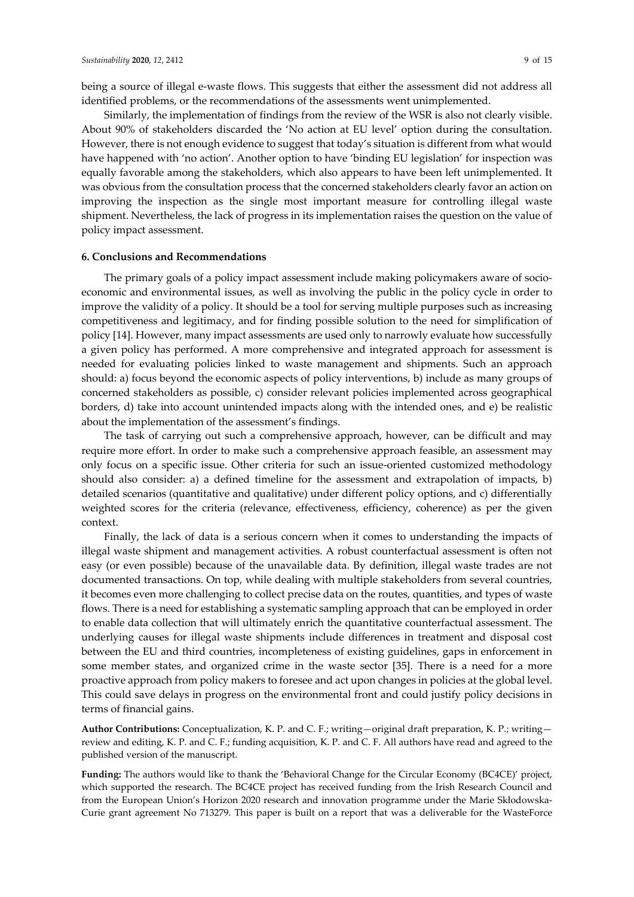being a source of illegal e-waste flows. This suggests that either the assessment did not address all identified problems, or the recommendations of the assessments went unimplemented.

Similarly, the implementation of findings from the review of the WSR is also not clearly visible. About 90% of stakeholders discarded the 'No action at EU level' option during the consultation. However, there is not enough evidence to suggest that today's situation is different from what would have happened with 'no action'. Another option to have 'binding EU legislation' for inspection was equally favorable among the stakeholders, which also appears to have been left unimplemented. It was obvious from the consultation process that the concerned stakeholders clearly favor an action on improving the inspection as the single most important measure for controlling illegal waste shipment. Nevertheless, the lack of progress in its implementation raises the question on the value of policy impact assessment.

## 6. Conclusions and Recommendations

The primary goals of a policy impact assessment include making policymakers aware of socio-economic and environmental issues, as well as involving the public in the policy cycle in order to improve the validity of a policy. It should be a tool for serving multiple purposes such as increasing competitiveness and legitimacy, and for finding possible solution to the need for simplification of policy [14]. However, many impact assessments are used only to narrowly evaluate how successfully a given policy has performed. A more comprehensive and integrated approach for assessment is needed for evaluating policies linked to waste management and shipments. Such an approach should: a) focus beyond the economic aspects of policy interventions, b) include as many groups of concerned stakeholders as possible, c) consider relevant policies implemented across geographical borders, d) take into account unintended impacts along with the intended ones, and e) be realistic about the implementation of the assessment's findings.

The task of carrying out such a comprehensive approach, however, can be difficult and may require more effort. In order to make such a comprehensive approach feasible, an assessment may only focus on a specific issue. Other criteria for such an issue-oriented customized methodology should also consider: a) a defined timeline for the assessment and extrapolation of impacts, b) detailed scenarios (quantitative and qualitative) under different policy options, and c) differentially weighted scores for the criteria (relevance, effectiveness, efficiency, coherence) as per the given context.

Finally, the lack of data is a serious concern when it comes to understanding the impacts of illegal waste shipment and management activities. A robust counterfactual assessment is often not easy (or even possible) because of the unavailable data. By definition, illegal waste trades are not documented transactions. On top, while dealing with multiple stakeholders from several countries, it becomes even more challenging to collect precise data on the routes, quantities, and types of waste flows. There is a need for establishing a systematic sampling approach that can be employed in order to enable data collection that will ultimately enrich the quantitative counterfactual assessment. The underlying causes for illegal waste shipments include differences in treatment and disposal cost between the EU and third countries, incompleteness of existing guidelines, gaps in enforcement in some member states, and organized crime in the waste sector [35]. There is a need for a more proactive approach from policy makers to foresee and act upon changes in policies at the global level. This could save delays in progress on the environmental front and could justify policy decisions in terms of financial gains.

**Author Contributions:** Conceptualization, K. P. and C. F.; writing—original draft preparation, K. P.; writing—review and editing, K. P. and C. F.; funding acquisition, K. P. and C. F. All authors have read and agreed to the published version of the manuscript.

**Funding:** The authors would like to thank the 'Behavioral Change for the Circular Economy (BC4CE)' project, which supported the research. The BC4CE project has received funding from the Irish Research Council and from the European Union's Horizon 2020 research and innovation programme under the Marie Skłodowska-Curie grant agreement No 713279. This paper is built on a report that was a deliverable for the WasteForce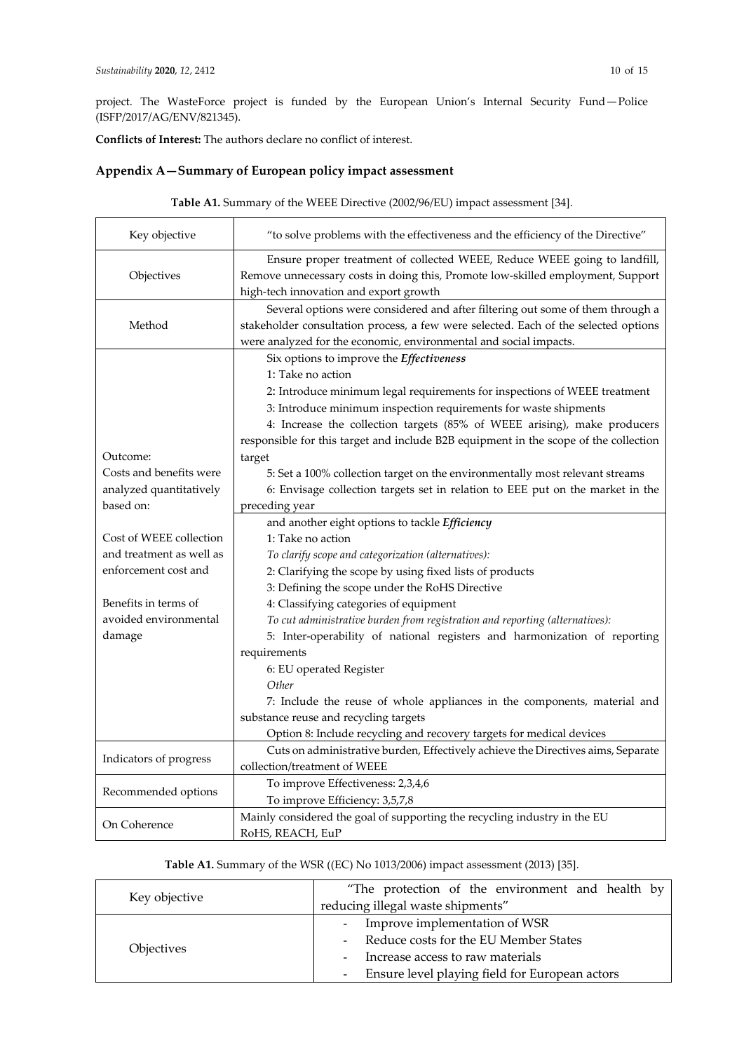project. The WasteForce project is funded by the European Union's Internal Security Fund—Police (ISFP/2017/AG/ENV/821345).

**Conflicts of Interest:** The authors declare no conflict of interest.

## Appendix A—Summary of European policy impact assessment

**Table A1.** Summary of the WEEE Directive (2002/96/EU) impact assessment [34].

| | |
|---|---|
| Key objective | "to solve problems with the effectiveness and the efficiency of the Directive" |
| Objectives | Ensure proper treatment of collected WEEE, Reduce WEEE going to landfill, Remove unnecessary costs in doing this, Promote low-skilled employment, Support high-tech innovation and export growth |
| Method | Several options were considered and after filtering out some of them through a stakeholder consultation process, a few were selected. Each of the selected options were analyzed for the economic, environmental and social impacts. |
| Outcome: <br> Costs and benefits were analyzed quantitatively based on: <br><br> Cost of WEEE collection and treatment as well as enforcement cost and <br><br> Benefits in terms of avoided environmental damage | Six options to improve the ***Effectiveness*** <br> 1: Take no action <br> 2: Introduce minimum legal requirements for inspections of WEEE treatment <br> 3: Introduce minimum inspection requirements for waste shipments <br> 4: Increase the collection targets (85% of WEEE arising), make producers responsible for this target and include B2B equipment in the scope of the collection target <br> 5: Set a 100% collection target on the environmentally most relevant streams <br> 6: Envisage collection targets set in relation to EEE put on the market in the preceding year <br> and another eight options to tackle ***Efficiency*** <br> 1: Take no action <br> *To clarify scope and categorization (alternatives):* <br> 2: Clarifying the scope by using fixed lists of products <br> 3: Defining the scope under the RoHS Directive <br> 4: Classifying categories of equipment <br> *To cut administrative burden from registration and reporting (alternatives):* <br> 5: Inter-operability of national registers and harmonization of reporting requirements <br> 6: EU operated Register <br> *Other* <br> 7: Include the reuse of whole appliances in the components, material and substance reuse and recycling targets <br> Option 8: Include recycling and recovery targets for medical devices |
| Indicators of progress | Cuts on administrative burden, Effectively achieve the Directives aims, Separate collection/treatment of WEEE |
| Recommended options | To improve Effectiveness: 2,3,4,6 <br> To improve Efficiency: 3,5,7,8 |
| On Coherence | Mainly considered the goal of supporting the recycling industry in the EU <br> RoHS, REACH, EuP |

**Table A1.** Summary of the WSR ((EC) No 1013/2006) impact assessment (2013) [35].

| | |
|---|---|
| Key objective | "The protection of the environment and health by reducing illegal waste shipments" |
| Objectives | - Improve implementation of WSR <br> - Reduce costs for the EU Member States <br> - Increase access to raw materials <br> - Ensure level playing field for European actors |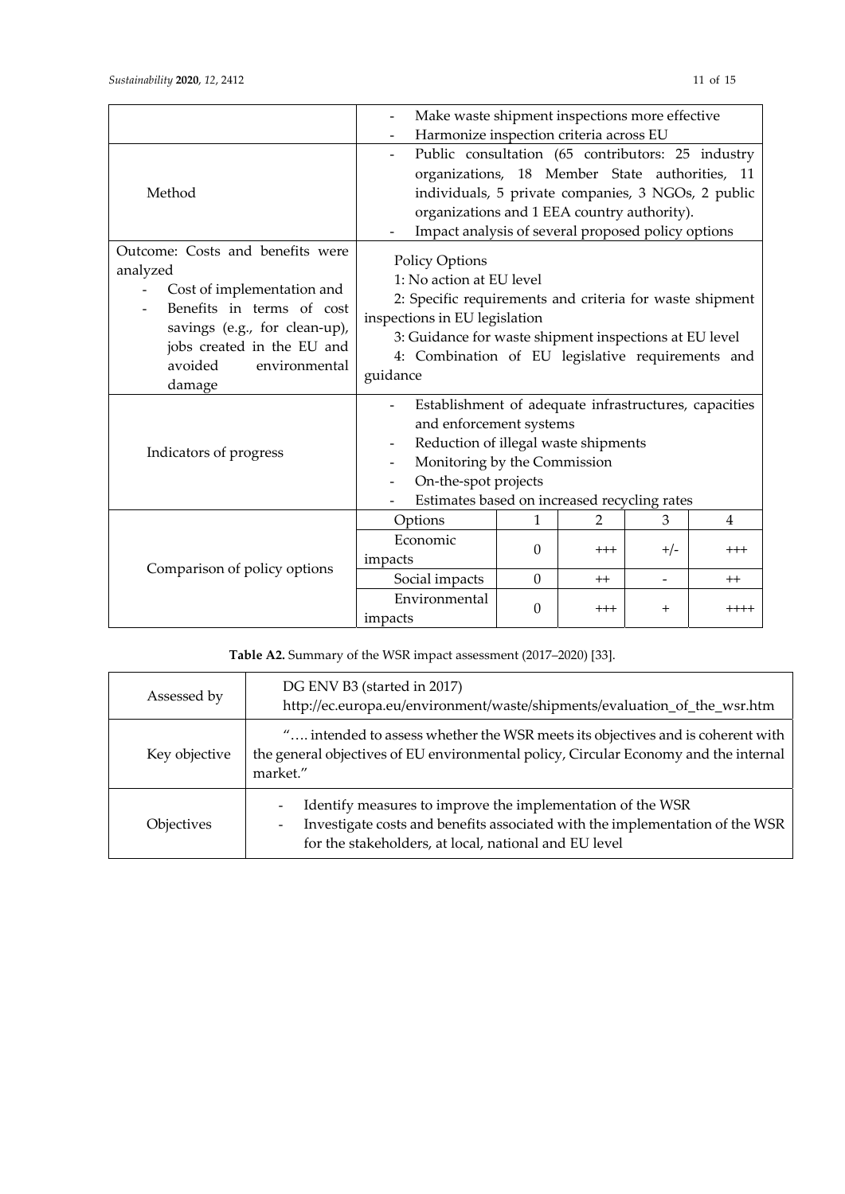|  |  |
|---|---|
|  | - Make waste shipment inspections more effective<br>- Harmonize inspection criteria across EU |
| Method | - Public consultation (65 contributors: 25 industry organizations, 18 Member State authorities, 11 individuals, 5 private companies, 3 NGOs, 2 public organizations and 1 EEA country authority).<br>- Impact analysis of several proposed policy options |
| Outcome: Costs and benefits were analyzed<br>- Cost of implementation and<br>- Benefits in terms of cost savings (e.g., for clean-up), jobs created in the EU and avoided environmental damage | Policy Options<br>1: No action at EU level<br>2: Specific requirements and criteria for waste shipment inspections in EU legislation<br>3: Guidance for waste shipment inspections at EU level<br>4: Combination of EU legislative requirements and guidance |
| Indicators of progress | - Establishment of adequate infrastructures, capacities and enforcement systems<br>- Reduction of illegal waste shipments<br>- Monitoring by the Commission<br>- On-the-spot projects<br>- Estimates based on increased recycling rates |

| Comparison of policy options | Options | 1 | 2 | 3 | 4 |
|---|---|---|---|---|---|
|  | Economic impacts | 0 | +++ | +/- | +++ |
|  | Social impacts | 0 | ++ | - | ++ |
|  | Environmental impacts | 0 | +++ | + | ++++ |

**Table A2.** Summary of the WSR impact assessment (2017–2020) [33].

|  |  |
|---|---|
| Assessed by | DG ENV B3 (started in 2017)<br>http://ec.europa.eu/environment/waste/shipments/evaluation_of_the_wsr.htm |
| Key objective | "…. intended to assess whether the WSR meets its objectives and is coherent with the general objectives of EU environmental policy, Circular Economy and the internal market." |
| Objectives | - Identify measures to improve the implementation of the WSR<br>- Investigate costs and benefits associated with the implementation of the WSR for the stakeholders, at local, national and EU level |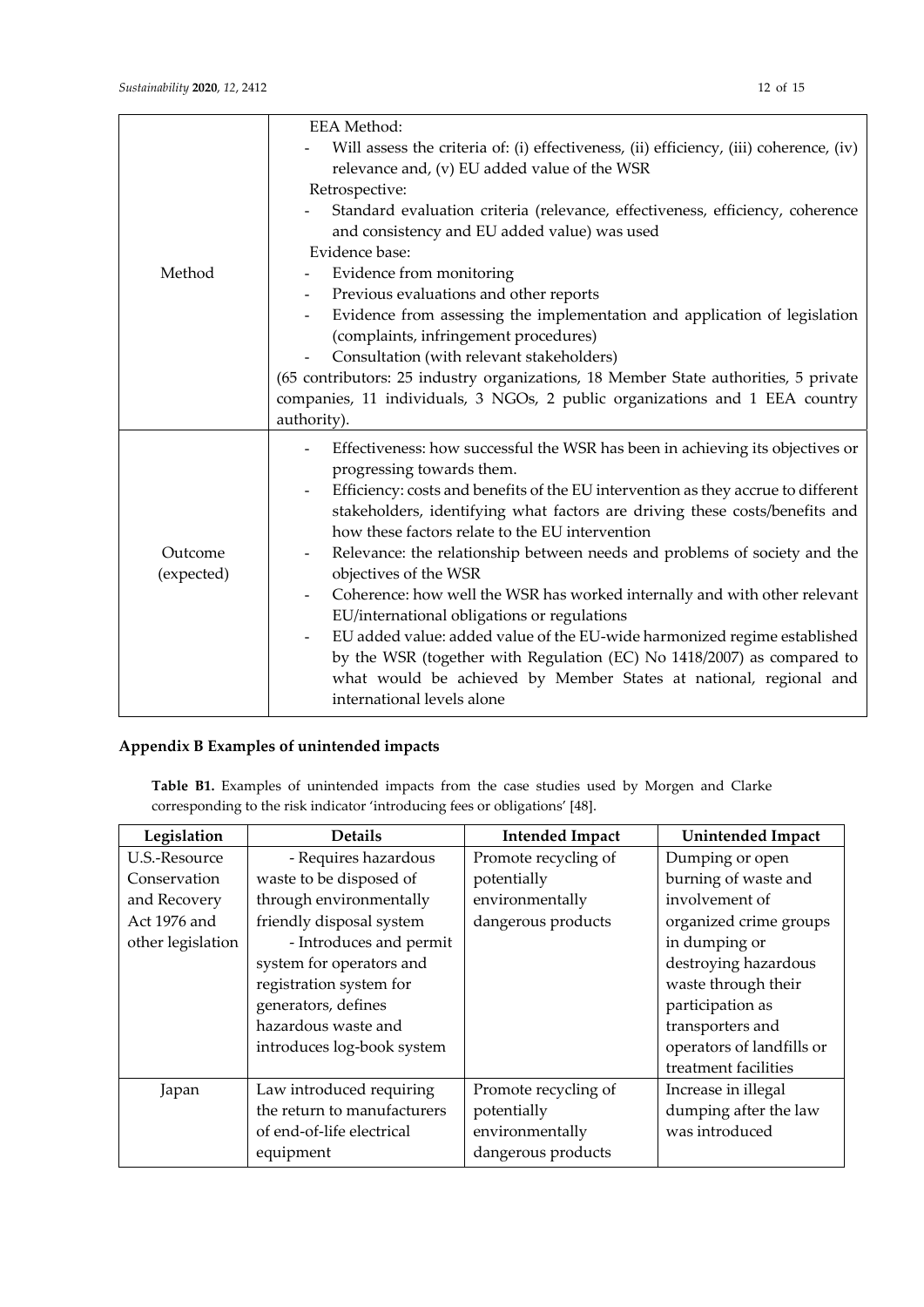| | |
|---|---|
| Method | EEA Method:<br>- Will assess the criteria of: (i) effectiveness, (ii) efficiency, (iii) coherence, (iv) relevance and, (v) EU added value of the WSR<br>Retrospective:<br>- Standard evaluation criteria (relevance, effectiveness, efficiency, coherence and consistency and EU added value) was used<br>Evidence base:<br>- Evidence from monitoring<br>- Previous evaluations and other reports<br>- Evidence from assessing the implementation and application of legislation (complaints, infringement procedures)<br>- Consultation (with relevant stakeholders)<br>(65 contributors: 25 industry organizations, 18 Member State authorities, 5 private companies, 11 individuals, 3 NGOs, 2 public organizations and 1 EEA country authority). |
| Outcome (expected) | - Effectiveness: how successful the WSR has been in achieving its objectives or progressing towards them.<br>- Efficiency: costs and benefits of the EU intervention as they accrue to different stakeholders, identifying what factors are driving these costs/benefits and how these factors relate to the EU intervention<br>- Relevance: the relationship between needs and problems of society and the objectives of the WSR<br>- Coherence: how well the WSR has worked internally and with other relevant EU/international obligations or regulations<br>- EU added value: added value of the EU-wide harmonized regime established by the WSR (together with Regulation (EC) No 1418/2007) as compared to what would be achieved by Member States at national, regional and international levels alone |

## Appendix B Examples of unintended impacts

**Table B1.** Examples of unintended impacts from the case studies used by Morgen and Clarke corresponding to the risk indicator 'introducing fees or obligations' [48].

| Legislation | Details | Intended Impact | Unintended Impact |
|---|---|---|---|
| U.S.-Resource Conservation and Recovery Act 1976 and other legislation | - Requires hazardous waste to be disposed of through environmentally friendly disposal system<br>- Introduces and permit system for operators and registration system for generators, defines hazardous waste and introduces log-book system | Promote recycling of potentially environmentally dangerous products | Dumping or open burning of waste and involvement of organized crime groups in dumping or destroying hazardous waste through their participation as transporters and operators of landfills or treatment facilities |
| Japan | Law introduced requiring the return to manufacturers of end-of-life electrical equipment | Promote recycling of potentially environmentally dangerous products | Increase in illegal dumping after the law was introduced |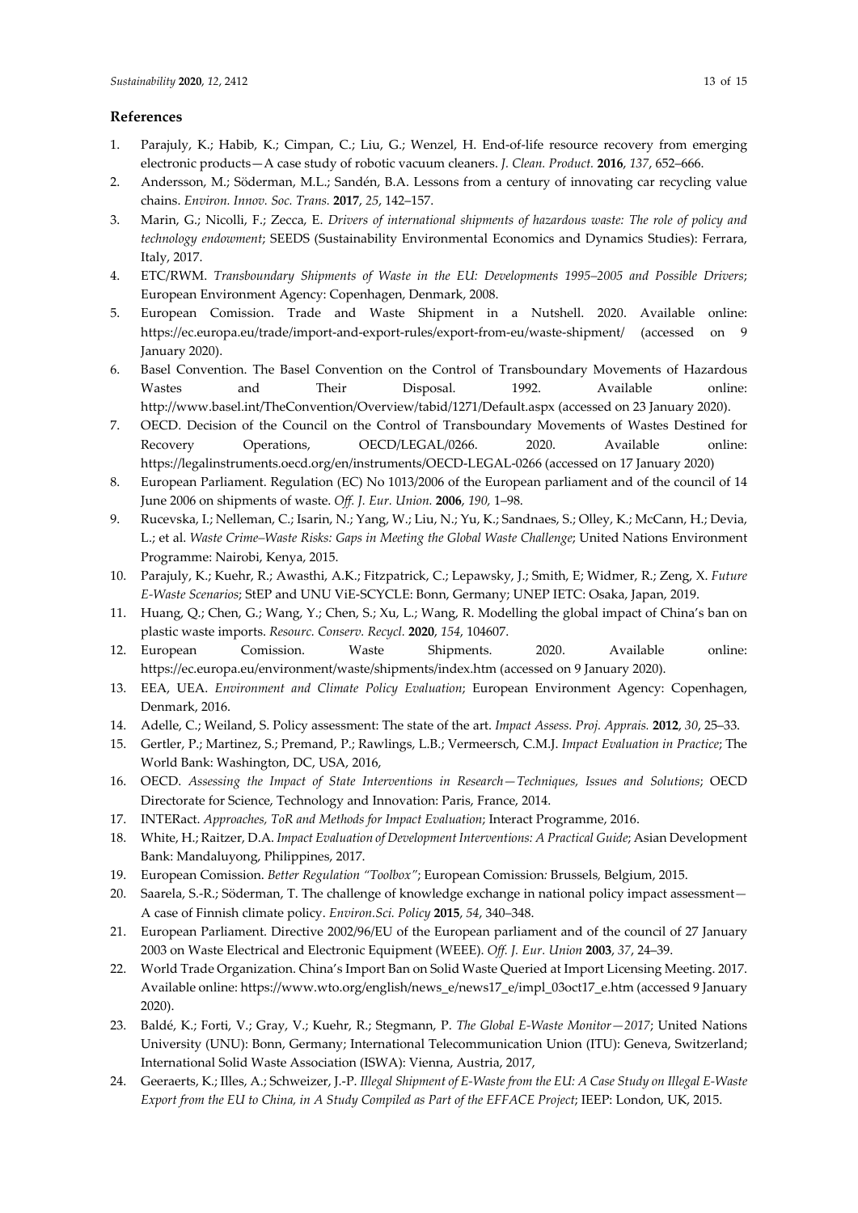## References

1. Parajuly, K.; Habib, K.; Cimpan, C.; Liu, G.; Wenzel, H. End-of-life resource recovery from emerging electronic products—A case study of robotic vacuum cleaners. *J. Clean. Product.* **2016**, *137*, 652–666.
2. Andersson, M.; Söderman, M.L.; Sandén, B.A. Lessons from a century of innovating car recycling value chains. *Environ. Innov. Soc. Trans.* **2017**, *25*, 142–157.
3. Marin, G.; Nicolli, F.; Zecca, E. *Drivers of international shipments of hazardous waste: The role of policy and technology endowment*; SEEDS (Sustainability Environmental Economics and Dynamics Studies): Ferrara, Italy, 2017.
4. ETC/RWM. *Transboundary Shipments of Waste in the EU: Developments 1995–2005 and Possible Drivers*; European Environment Agency: Copenhagen, Denmark, 2008.
5. European Comission. Trade and Waste Shipment in a Nutshell. 2020. Available online: https://ec.europa.eu/trade/import-and-export-rules/export-from-eu/waste-shipment/ (accessed on 9 January 2020).
6. Basel Convention. The Basel Convention on the Control of Transboundary Movements of Hazardous Wastes and Their Disposal. 1992. Available online: http://www.basel.int/TheConvention/Overview/tabid/1271/Default.aspx (accessed on 23 January 2020).
7. OECD. Decision of the Council on the Control of Transboundary Movements of Wastes Destined for Recovery Operations, OECD/LEGAL/0266. 2020. Available online: https://legalinstruments.oecd.org/en/instruments/OECD-LEGAL-0266 (accessed on 17 January 2020)
8. European Parliament. Regulation (EC) No 1013/2006 of the European parliament and of the council of 14 June 2006 on shipments of waste. *Off. J. Eur. Union.* **2006**, *190,* 1–98.
9. Rucevska, I.; Nelleman, C.; Isarin, N.; Yang, W.; Liu, N.; Yu, K.; Sandnaes, S.; Olley, K.; McCann, H.; Devia, L.; et al. *Waste Crime–Waste Risks: Gaps in Meeting the Global Waste Challenge*; United Nations Environment Programme: Nairobi, Kenya, 2015.
10. Parajuly, K.; Kuehr, R.; Awasthi, A.K.; Fitzpatrick, C.; Lepawsky, J.; Smith, E; Widmer, R.; Zeng, X. *Future E-Waste Scenarios*; StEP and UNU ViE-SCYCLE: Bonn, Germany; UNEP IETC: Osaka, Japan, 2019.
11. Huang, Q.; Chen, G.; Wang, Y.; Chen, S.; Xu, L.; Wang, R. Modelling the global impact of China's ban on plastic waste imports. *Resourc. Conserv. Recycl.* **2020**, *154*, 104607.
12. European Comission. Waste Shipments. 2020. Available online: https://ec.europa.eu/environment/waste/shipments/index.htm (accessed on 9 January 2020).
13. EEA, UEA. *Environment and Climate Policy Evaluation*; European Environment Agency: Copenhagen, Denmark, 2016.
14. Adelle, C.; Weiland, S. Policy assessment: The state of the art. *Impact Assess. Proj. Apprais.* **2012**, *30*, 25–33.
15. Gertler, P.; Martinez, S.; Premand, P.; Rawlings, L.B.; Vermeersch, C.M.J. *Impact Evaluation in Practice*; The World Bank: Washington, DC, USA, 2016,
16. OECD. *Assessing the Impact of State Interventions in Research—Techniques, Issues and Solutions*; OECD Directorate for Science, Technology and Innovation: Paris, France, 2014.
17. INTERact. *Approaches, ToR and Methods for Impact Evaluation*; Interact Programme, 2016.
18. White, H.; Raitzer, D.A. *Impact Evaluation of Development Interventions: A Practical Guide*; Asian Development Bank: Mandaluyong, Philippines, 2017.
19. European Comission. *Better Regulation "Toolbox"*; European Comission: Brussels, Belgium, 2015.
20. Saarela, S.-R.; Söderman, T. The challenge of knowledge exchange in national policy impact assessment—A case of Finnish climate policy. *Environ.Sci. Policy* **2015**, *54*, 340–348.
21. European Parliament. Directive 2002/96/EU of the European parliament and of the council of 27 January 2003 on Waste Electrical and Electronic Equipment (WEEE). *Off. J. Eur. Union* **2003**, *37*, 24–39.
22. World Trade Organization. China's Import Ban on Solid Waste Queried at Import Licensing Meeting. 2017. Available online: https://www.wto.org/english/news_e/news17_e/impl_03oct17_e.htm (accessed 9 January 2020).
23. Baldé, K.; Forti, V.; Gray, V.; Kuehr, R.; Stegmann, P. *The Global E-Waste Monitor—2017*; United Nations University (UNU): Bonn, Germany; International Telecommunication Union (ITU): Geneva, Switzerland; International Solid Waste Association (ISWA): Vienna, Austria, 2017,
24. Geeraerts, K.; Illes, A.; Schweizer, J.-P. *Illegal Shipment of E-Waste from the EU: A Case Study on Illegal E-Waste Export from the EU to China, in A Study Compiled as Part of the EFFACE Project*; IEEP: London, UK, 2015.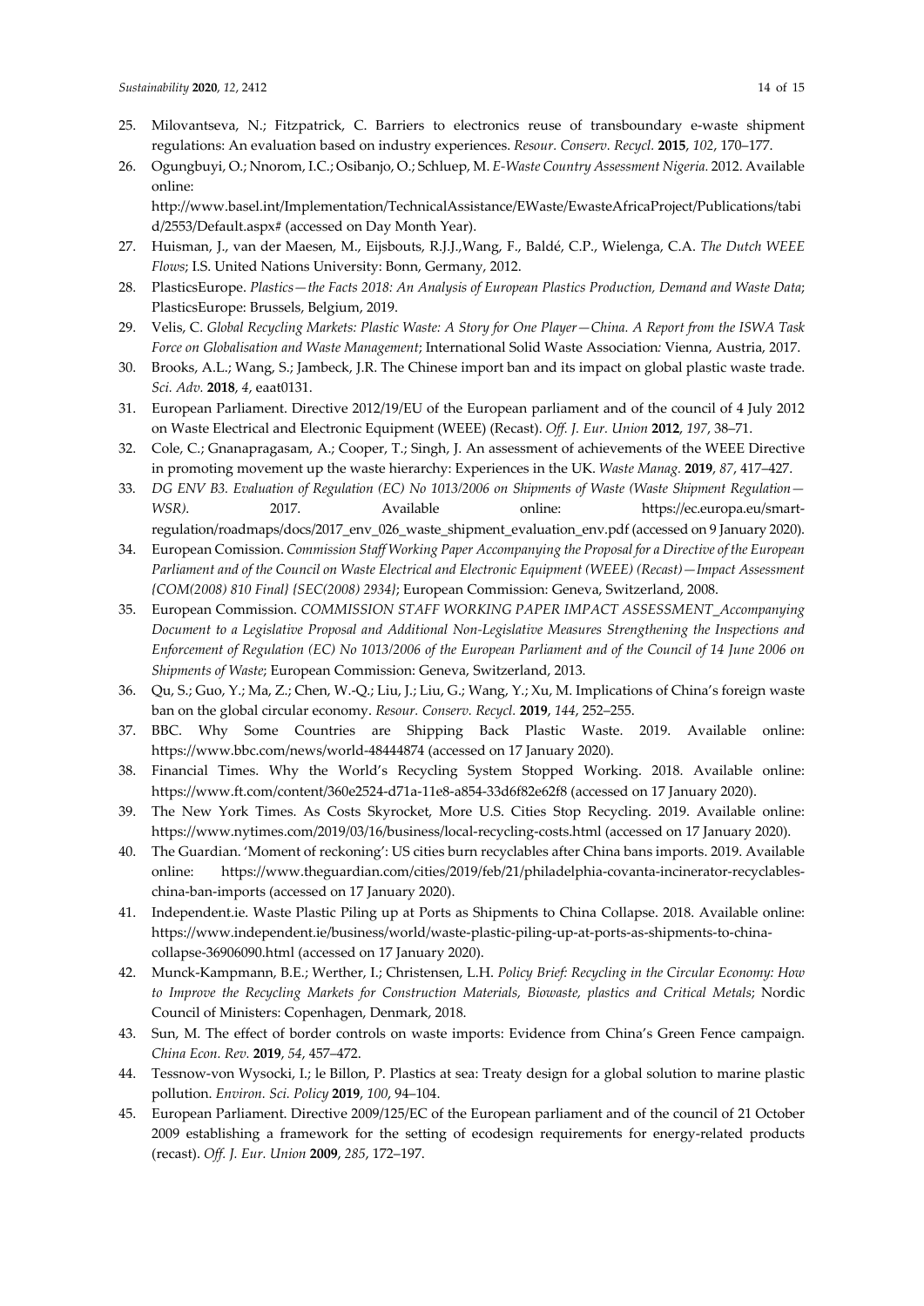25. Milovantseva, N.; Fitzpatrick, C. Barriers to electronics reuse of transboundary e-waste shipment regulations: An evaluation based on industry experiences. *Resour. Conserv. Recycl.* **2015**, *102*, 170–177.
26. Ogungbuyi, O.; Nnorom, I.C.; Osibanjo, O.; Schluep, M. *E-Waste Country Assessment Nigeria.* 2012. Available online: http://www.basel.int/Implementation/TechnicalAssistance/EWaste/EwasteAfricaProject/Publications/tabid/2553/Default.aspx# (accessed on Day Month Year).
27. Huisman, J., van der Maesen, M., Eijsbouts, R.J.J.,Wang, F., Baldé, C.P., Wielenga, C.A. *The Dutch WEEE Flows*; I.S. United Nations University: Bonn, Germany, 2012.
28. PlasticsEurope. *Plastics—the Facts 2018: An Analysis of European Plastics Production, Demand and Waste Data*; PlasticsEurope: Brussels, Belgium, 2019.
29. Velis, C. *Global Recycling Markets: Plastic Waste: A Story for One Player—China. A Report from the ISWA Task Force on Globalisation and Waste Management*; International Solid Waste Association: Vienna, Austria, 2017.
30. Brooks, A.L.; Wang, S.; Jambeck, J.R. The Chinese import ban and its impact on global plastic waste trade. *Sci. Adv.* **2018**, *4*, eaat0131.
31. European Parliament. Directive 2012/19/EU of the European parliament and of the council of 4 July 2012 on Waste Electrical and Electronic Equipment (WEEE) (Recast). *Off. J. Eur. Union* **2012**, *197*, 38–71.
32. Cole, C.; Gnanapragasam, A.; Cooper, T.; Singh, J. An assessment of achievements of the WEEE Directive in promoting movement up the waste hierarchy: Experiences in the UK. *Waste Manag.* **2019**, *87*, 417–427.
33. *DG ENV B3. Evaluation of Regulation (EC) No 1013/2006 on Shipments of Waste (Waste Shipment Regulation—WSR)*. 2017. Available online: https://ec.europa.eu/smart-regulation/roadmaps/docs/2017_env_026_waste_shipment_evaluation_env.pdf (accessed on 9 January 2020).
34. European Comission. *Commission Staff Working Paper Accompanying the Proposal for a Directive of the European Parliament and of the Council on Waste Electrical and Electronic Equipment (WEEE) (Recast)—Impact Assessment {COM(2008) 810 Final} {SEC(2008) 2934}*; European Commission: Geneva, Switzerland, 2008.
35. European Commission. *COMMISSION STAFF WORKING PAPER IMPACT ASSESSMENT_Accompanying Document to a Legislative Proposal and Additional Non-Legislative Measures Strengthening the Inspections and Enforcement of Regulation (EC) No 1013/2006 of the European Parliament and of the Council of 14 June 2006 on Shipments of Waste*; European Commission: Geneva, Switzerland, 2013.
36. Qu, S.; Guo, Y.; Ma, Z.; Chen, W.-Q.; Liu, J.; Liu, G.; Wang, Y.; Xu, M. Implications of China's foreign waste ban on the global circular economy. *Resour. Conserv. Recycl.* **2019**, *144*, 252–255.
37. BBC. Why Some Countries are Shipping Back Plastic Waste. 2019. Available online: https://www.bbc.com/news/world-48444874 (accessed on 17 January 2020).
38. Financial Times. Why the World's Recycling System Stopped Working. 2018. Available online: https://www.ft.com/content/360e2524-d71a-11e8-a854-33d6f82e62f8 (accessed on 17 January 2020).
39. The New York Times. As Costs Skyrocket, More U.S. Cities Stop Recycling. 2019. Available online: https://www.nytimes.com/2019/03/16/business/local-recycling-costs.html (accessed on 17 January 2020).
40. The Guardian. 'Moment of reckoning': US cities burn recyclables after China bans imports. 2019. Available online: https://www.theguardian.com/cities/2019/feb/21/philadelphia-covanta-incinerator-recyclables-china-ban-imports (accessed on 17 January 2020).
41. Independent.ie. Waste Plastic Piling up at Ports as Shipments to China Collapse. 2018. Available online: https://www.independent.ie/business/world/waste-plastic-piling-up-at-ports-as-shipments-to-china-collapse-36906090.html (accessed on 17 January 2020).
42. Munck-Kampmann, B.E.; Werther, I.; Christensen, L.H. *Policy Brief: Recycling in the Circular Economy: How to Improve the Recycling Markets for Construction Materials, Biowaste, plastics and Critical Metals*; Nordic Council of Ministers: Copenhagen, Denmark, 2018.
43. Sun, M. The effect of border controls on waste imports: Evidence from China's Green Fence campaign. *China Econ. Rev.* **2019**, *54*, 457–472.
44. Tessnow-von Wysocki, I.; le Billon, P. Plastics at sea: Treaty design for a global solution to marine plastic pollution. *Environ. Sci. Policy* **2019**, *100*, 94–104.
45. European Parliament. Directive 2009/125/EC of the European parliament and of the council of 21 October 2009 establishing a framework for the setting of ecodesign requirements for energy-related products (recast). *Off. J. Eur. Union* **2009**, *285*, 172–197.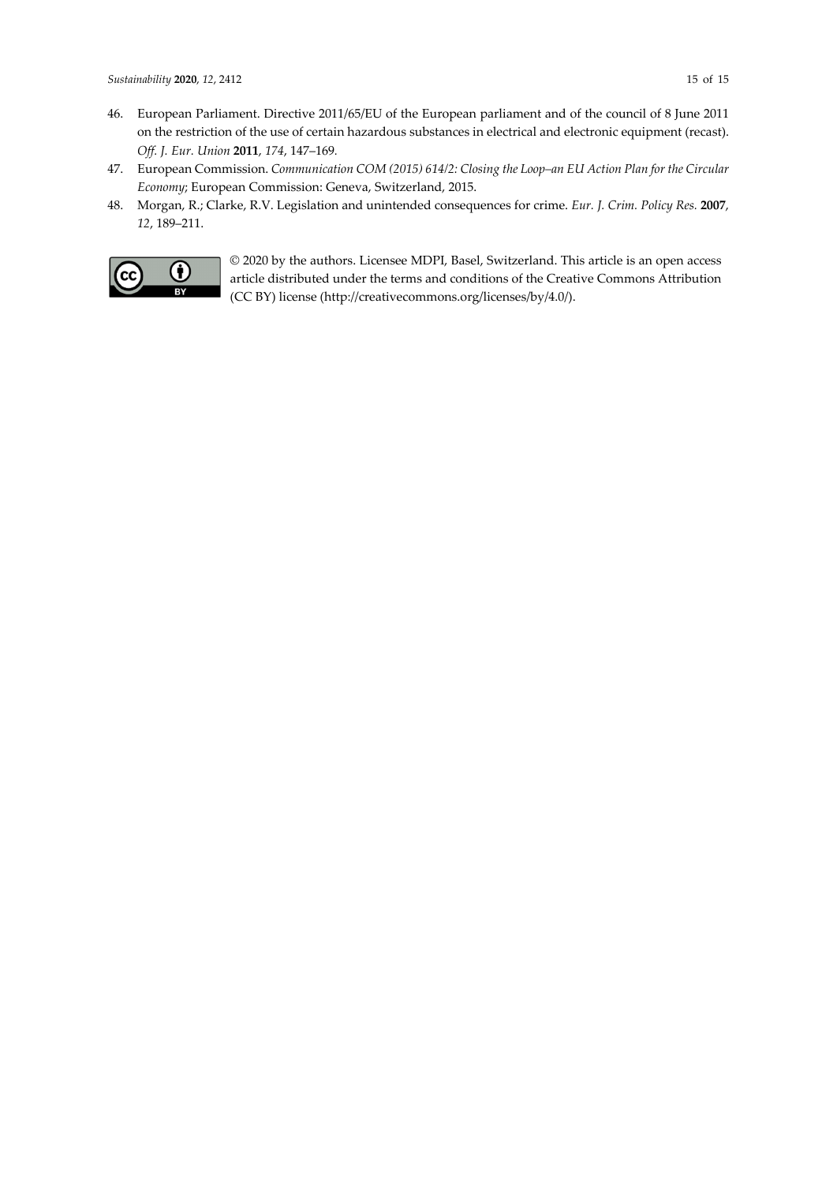46. European Parliament. Directive 2011/65/EU of the European parliament and of the council of 8 June 2011 on the restriction of the use of certain hazardous substances in electrical and electronic equipment (recast). *Off. J. Eur. Union* **2011**, *174*, 147–169.
47. European Commission. *Communication COM (2015) 614/2: Closing the Loop–an EU Action Plan for the Circular Economy*; European Commission: Geneva, Switzerland, 2015.
48. Morgan, R.; Clarke, R.V. Legislation and unintended consequences for crime. *Eur. J. Crim. Policy Res.* **2007**, *12*, 189–211.

© 2020 by the authors. Licensee MDPI, Basel, Switzerland. This article is an open access article distributed under the terms and conditions of the Creative Commons Attribution (CC BY) license (http://creativecommons.org/licenses/by/4.0/).